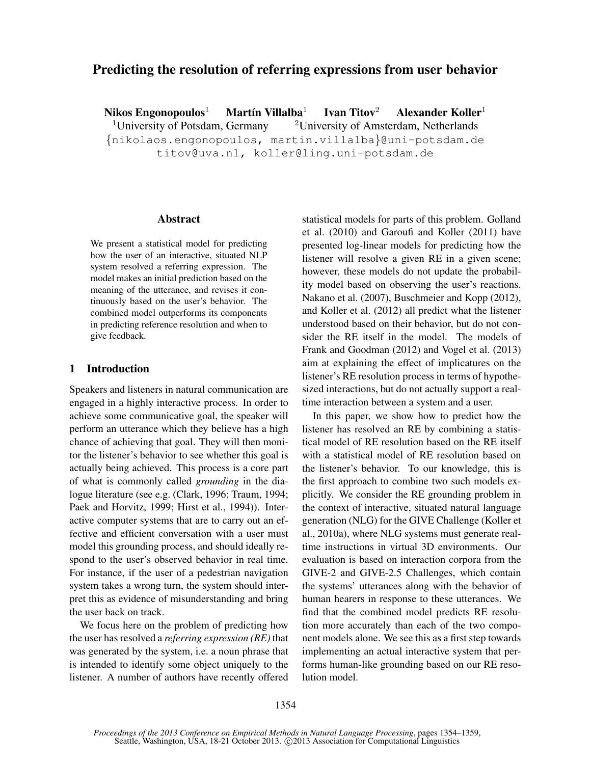# Predicting the resolution of referring expressions from user behavior

**Nikos Engonopoulos**[1] **Martín Villalba**[1] **Ivan Titov**[2] **Alexander Koller**[1]

[1]University of Potsdam, Germany [2]University of Amsterdam, Netherlands

{nikolaos.engonopoulos, martin.villalba}@uni-potsdam.de
titov@uva.nl, koller@ling.uni-potsdam.de

## Abstract

We present a statistical model for predicting how the user of an interactive, situated NLP system resolved a referring expression. The model makes an initial prediction based on the meaning of the utterance, and revises it continuously based on the user's behavior. The combined model outperforms its components in predicting reference resolution and when to give feedback.

## 1 Introduction

Speakers and listeners in natural communication are engaged in a highly interactive process. In order to achieve some communicative goal, the speaker will perform an utterance which they believe has a high chance of achieving that goal. They will then monitor the listener's behavior to see whether this goal is actually being achieved. This process is a core part of what is commonly called *grounding* in the dialogue literature (see e.g. (Clark, 1996; Traum, 1994; Paek and Horvitz, 1999; Hirst et al., 1994)). Interactive computer systems that are to carry out an effective and efficient conversation with a user must model this grounding process, and should ideally respond to the user's observed behavior in real time. For instance, if the user of a pedestrian navigation system takes a wrong turn, the system should interpret this as evidence of misunderstanding and bring the user back on track.

We focus here on the problem of predicting how the user has resolved a *referring expression (RE)* that was generated by the system, i.e. a noun phrase that is intended to identify some object uniquely to the listener. A number of authors have recently offered statistical models for parts of this problem. Golland et al. (2010) and Garoufi and Koller (2011) have presented log-linear models for predicting how the listener will resolve a given RE in a given scene; however, these models do not update the probability model based on observing the user's reactions. Nakano et al. (2007), Buschmeier and Kopp (2012), and Koller et al. (2012) all predict what the listener understood based on their behavior, but do not consider the RE itself in the model. The models of Frank and Goodman (2012) and Vogel et al. (2013) aim at explaining the effect of implicatures on the listener's RE resolution process in terms of hypothesized interactions, but do not actually support a real-time interaction between a system and a user.

In this paper, we show how to predict how the listener has resolved an RE by combining a statistical model of RE resolution based on the RE itself with a statistical model of RE resolution based on the listener's behavior. To our knowledge, this is the first approach to combine two such models explicitly. We consider the RE grounding problem in the context of interactive, situated natural language generation (NLG) for the GIVE Challenge (Koller et al., 2010a), where NLG systems must generate real-time instructions in virtual 3D environments. Our evaluation is based on interaction corpora from the GIVE-2 and GIVE-2.5 Challenges, which contain the systems' utterances along with the behavior of human hearers in response to these utterances. We find that the combined model predicts RE resolution more accurately than each of the two component models alone. We see this as a first step towards implementing an actual interactive system that performs human-like grounding based on our RE resolution model.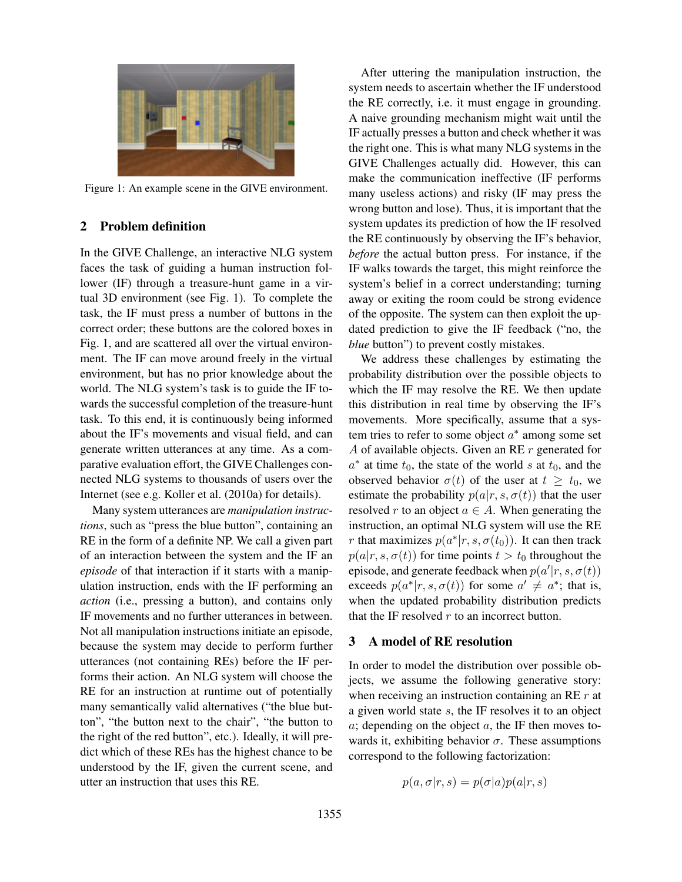Figure 1: An example scene in the GIVE environment.

## 2 Problem definition

In the GIVE Challenge, an interactive NLG system faces the task of guiding a human instruction follower (IF) through a treasure-hunt game in a virtual 3D environment (see Fig. 1). To complete the task, the IF must press a number of buttons in the correct order; these buttons are the colored boxes in Fig. 1, and are scattered all over the virtual environment. The IF can move around freely in the virtual environment, but has no prior knowledge about the world. The NLG system's task is to guide the IF towards the successful completion of the treasure-hunt task. To this end, it is continuously being informed about the IF's movements and visual field, and can generate written utterances at any time. As a comparative evaluation effort, the GIVE Challenges connected NLG systems to thousands of users over the Internet (see e.g. Koller et al. (2010a) for details).

Many system utterances are *manipulation instructions*, such as "press the blue button", containing an RE in the form of a definite NP. We call a given part of an interaction between the system and the IF an *episode* of that interaction if it starts with a manipulation instruction, ends with the IF performing an *action* (i.e., pressing a button), and contains only IF movements and no further utterances in between. Not all manipulation instructions initiate an episode, because the system may decide to perform further utterances (not containing REs) before the IF performs their action. An NLG system will choose the RE for an instruction at runtime out of potentially many semantically valid alternatives ("the blue button", "the button next to the chair", "the button to the right of the red button", etc.). Ideally, it will predict which of these REs has the highest chance to be understood by the IF, given the current scene, and utter an instruction that uses this RE.

After uttering the manipulation instruction, the system needs to ascertain whether the IF understood the RE correctly, i.e. it must engage in grounding. A naive grounding mechanism might wait until the IF actually presses a button and check whether it was the right one. This is what many NLG systems in the GIVE Challenges actually did. However, this can make the communication ineffective (IF performs many useless actions) and risky (IF may press the wrong button and lose). Thus, it is important that the system updates its prediction of how the IF resolved the RE continuously by observing the IF's behavior, *before* the actual button press. For instance, if the IF walks towards the target, this might reinforce the system's belief in a correct understanding; turning away or exiting the room could be strong evidence of the opposite. The system can then exploit the updated prediction to give the IF feedback ("no, the *blue* button") to prevent costly mistakes.

We address these challenges by estimating the probability distribution over the possible objects to which the IF may resolve the RE. We then update this distribution in real time by observing the IF's movements. More specifically, assume that a system tries to refer to some object $a^*$ among some set $A$ of available objects. Given an RE $r$ generated for $a^*$ at time $t_0$, the state of the world $s$ at $t_0$, and the observed behavior $\sigma(t)$ of the user at $t \geq t_0$, we estimate the probability $p(a|r, s, \sigma(t))$ that the user resolved $r$ to an object $a \in A$. When generating the instruction, an optimal NLG system will use the RE $r$ that maximizes $p(a^*|r, s, \sigma(t_0))$. It can then track $p(a|r, s, \sigma(t))$ for time points $t > t_0$ throughout the episode, and generate feedback when $p(a'|r, s, \sigma(t))$ exceeds $p(a^*|r, s, \sigma(t))$ for some $a' \neq a^*$; that is, when the updated probability distribution predicts that the IF resolved $r$ to an incorrect button.

## 3 A model of RE resolution

In order to model the distribution over possible objects, we assume the following generative story: when receiving an instruction containing an RE $r$ at a given world state $s$, the IF resolves it to an object $a$; depending on the object $a$, the IF then moves towards it, exhibiting behavior $\sigma$. These assumptions correspond to the following factorization:

$$p(a, \sigma|r, s) = p(\sigma|a)p(a|r, s)$$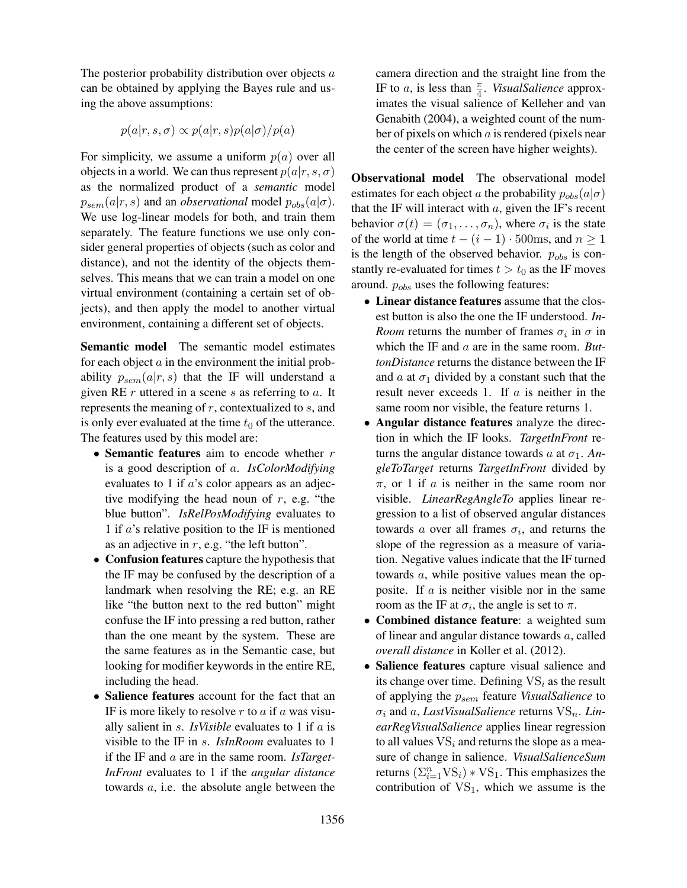The posterior probability distribution over objects $a$ can be obtained by applying the Bayes rule and using the above assumptions:

$$p(a|r, s, \sigma) \propto p(a|r, s)p(a|\sigma)/p(a)$$

For simplicity, we assume a uniform $p(a)$ over all objects in a world. We can thus represent $p(a|r, s, \sigma)$ as the normalized product of a *semantic* model $p_{sem}(a|r, s)$ and an *observational* model $p_{obs}(a|\sigma)$. We use log-linear models for both, and train them separately. The feature functions we use only consider general properties of objects (such as color and distance), and not the identity of the objects themselves. This means that we can train a model on one virtual environment (containing a certain set of objects), and then apply the model to another virtual environment, containing a different set of objects.

**Semantic model** The semantic model estimates for each object $a$ in the environment the initial probability $p_{sem}(a|r, s)$ that the IF will understand a given RE $r$ uttered in a scene $s$ as referring to $a$. It represents the meaning of $r$, contextualized to $s$, and is only ever evaluated at the time $t_0$ of the utterance. The features used by this model are:

- **Semantic features** aim to encode whether $r$ is a good description of $a$. *IsColorModifying* evaluates to 1 if $a$'s color appears as an adjective modifying the head noun of $r$, e.g. "the blue button". *IsRelPosModifying* evaluates to 1 if $a$'s relative position to the IF is mentioned as an adjective in $r$, e.g. "the left button".
- **Confusion features** capture the hypothesis that the IF may be confused by the description of a landmark when resolving the RE; e.g. an RE like "the button next to the red button" might confuse the IF into pressing a red button, rather than the one meant by the system. These are the same features as in the Semantic case, but looking for modifier keywords in the entire RE, including the head.
- **Salience features** account for the fact that an IF is more likely to resolve $r$ to $a$ if $a$ was visually salient in $s$. *IsVisible* evaluates to 1 if $a$ is visible to the IF in $s$. *IsInRoom* evaluates to 1 if the IF and $a$ are in the same room. *IsTargetInFront* evaluates to 1 if the *angular distance* towards $a$, i.e. the absolute angle between the camera direction and the straight line from the IF to $a$, is less than $\frac{\pi}{4}$. *VisualSalience* approximates the visual salience of Kelleher and van Genabith (2004), a weighted count of the number of pixels on which $a$ is rendered (pixels near the center of the screen have higher weights).

**Observational model** The observational model estimates for each object $a$ the probability $p_{obs}(a|\sigma)$ that the IF will interact with $a$, given the IF's recent behavior $\sigma(t) = (\sigma_1, \ldots, \sigma_n)$, where $\sigma_i$ is the state of the world at time $t - (i - 1) \cdot 500\text{ms}$, and $n \geq 1$ is the length of the observed behavior. $p_{obs}$ is constantly re-evaluated for times $t > t_0$ as the IF moves around. $p_{obs}$ uses the following features:

- **Linear distance features** assume that the closest button is also the one the IF understood. *InRoom* returns the number of frames $\sigma_i$ in $\sigma$ in which the IF and $a$ are in the same room. *ButtonDistance* returns the distance between the IF and $a$ at $\sigma_1$ divided by a constant such that the result never exceeds 1. If $a$ is neither in the same room nor visible, the feature returns 1.
- **Angular distance features** analyze the direction in which the IF looks. *TargetInFront* returns the angular distance towards $a$ at $\sigma_1$. *AngleToTarget* returns *TargetInFront* divided by $\pi$, or 1 if $a$ is neither in the same room nor visible. *LinearRegAngleTo* applies linear regression to a list of observed angular distances towards $a$ over all frames $\sigma_i$, and returns the slope of the regression as a measure of variation. Negative values indicate that the IF turned towards $a$, while positive values mean the opposite. If $a$ is neither visible nor in the same room as the IF at $\sigma_i$, the angle is set to $\pi$.
- **Combined distance feature**: a weighted sum of linear and angular distance towards $a$, called *overall distance* in Koller et al. (2012).
- **Salience features** capture visual salience and its change over time. Defining $\text{VS}_i$ as the result of applying the $p_{sem}$ feature *VisualSalience* to $\sigma_i$ and $a$, *LastVisualSalience* returns $\text{VS}_n$. *LinearRegVisualSalience* applies linear regression to all values $\text{VS}_i$ and returns the slope as a measure of change in salience. *VisualSalienceSum* returns $(\Sigma_{i=1}^{n}\text{VS}_i) * \text{VS}_1$. This emphasizes the contribution of $\text{VS}_1$, which we assume is the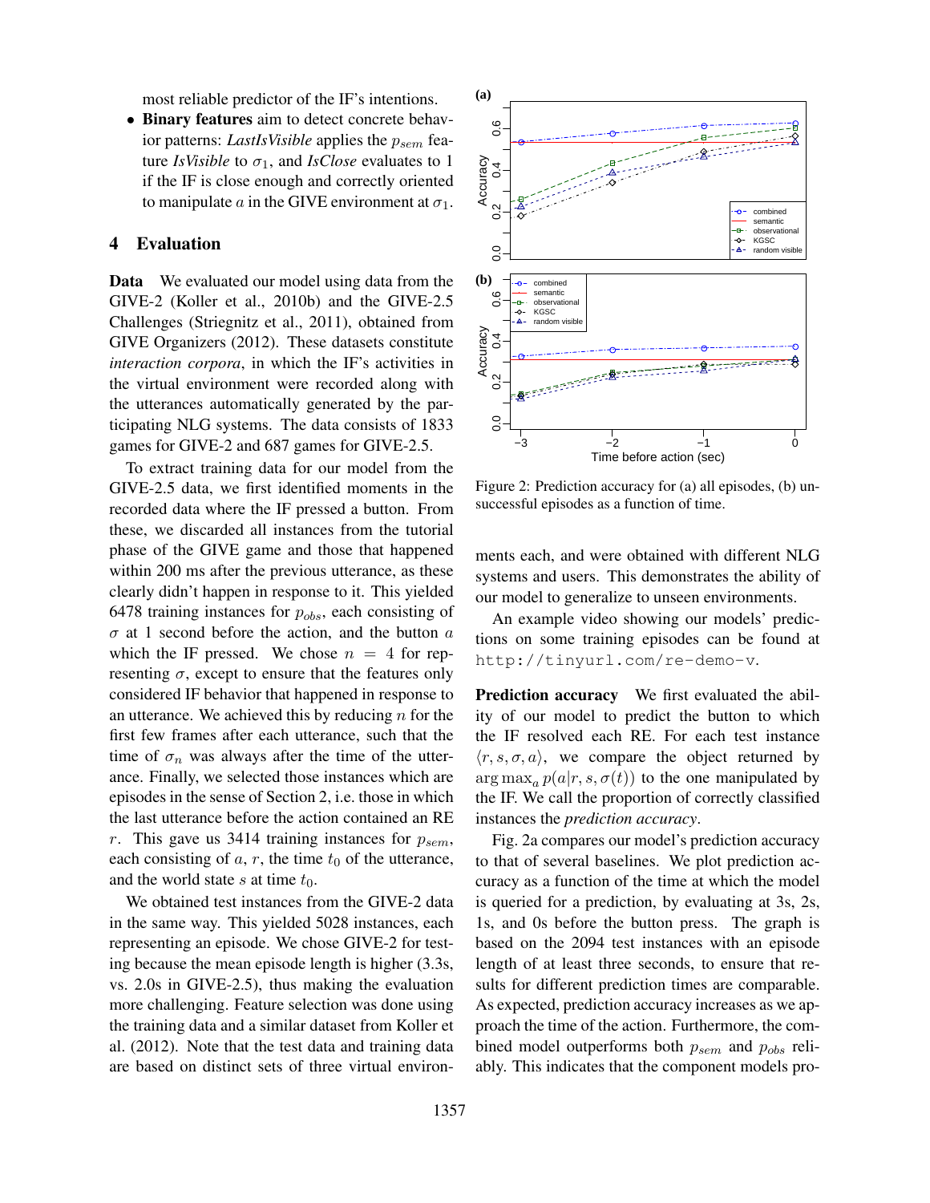most reliable predictor of the IF's intentions.

- **Binary features** aim to detect concrete behavior patterns: *LastIsVisible* applies the $p_{sem}$ feature *IsVisible* to $\sigma_1$, and *IsClose* evaluates to 1 if the IF is close enough and correctly oriented to manipulate $a$ in the GIVE environment at $\sigma_1$.

## 4 Evaluation

**Data** We evaluated our model using data from the GIVE-2 (Koller et al., 2010b) and the GIVE-2.5 Challenges (Striegnitz et al., 2011), obtained from GIVE Organizers (2012). These datasets constitute *interaction corpora*, in which the IF's activities in the virtual environment were recorded along with the utterances automatically generated by the participating NLG systems. The data consists of 1833 games for GIVE-2 and 687 games for GIVE-2.5.

To extract training data for our model from the GIVE-2.5 data, we first identified moments in the recorded data where the IF pressed a button. From these, we discarded all instances from the tutorial phase of the GIVE game and those that happened within 200 ms after the previous utterance, as these clearly didn't happen in response to it. This yielded 6478 training instances for $p_{obs}$, each consisting of $\sigma$ at 1 second before the action, and the button $a$ which the IF pressed. We chose $n = 4$ for representing $\sigma$, except to ensure that the features only considered IF behavior that happened in response to an utterance. We achieved this by reducing $n$ for the first few frames after each utterance, such that the time of $\sigma_n$ was always after the time of the utterance. Finally, we selected those instances which are episodes in the sense of Section 2, i.e. those in which the last utterance before the action contained an RE $r$. This gave us 3414 training instances for $p_{sem}$, each consisting of $a$, $r$, the time $t_0$ of the utterance, and the world state $s$ at time $t_0$.

We obtained test instances from the GIVE-2 data in the same way. This yielded 5028 instances, each representing an episode. We chose GIVE-2 for testing because the mean episode length is higher (3.3s, vs. 2.0s in GIVE-2.5), thus making the evaluation more challenging. Feature selection was done using the training data and a similar dataset from Koller et al. (2012). Note that the test data and training data are based on distinct sets of three virtual environments each, and were obtained with different NLG systems and users. This demonstrates the ability of our model to generalize to unseen environments.

Figure 2: Prediction accuracy for (a) all episodes, (b) unsuccessful episodes as a function of time.

An example video showing our models' predictions on some training episodes can be found at http://tinyurl.com/re-demo-v.

**Prediction accuracy** We first evaluated the ability of our model to predict the button to which the IF resolved each RE. For each test instance $\langle r, s, \sigma, a \rangle$, we compare the object returned by $\arg\max_a p(a|r, s, \sigma(t))$ to the one manipulated by the IF. We call the proportion of correctly classified instances the *prediction accuracy*.

Fig. 2a compares our model's prediction accuracy to that of several baselines. We plot prediction accuracy as a function of the time at which the model is queried for a prediction, by evaluating at 3s, 2s, 1s, and 0s before the button press. The graph is based on the 2094 test instances with an episode length of at least three seconds, to ensure that results for different prediction times are comparable. As expected, prediction accuracy increases as we approach the time of the action. Furthermore, the combined model outperforms both $p_{sem}$ and $p_{obs}$ reliably. This indicates that the component models pro-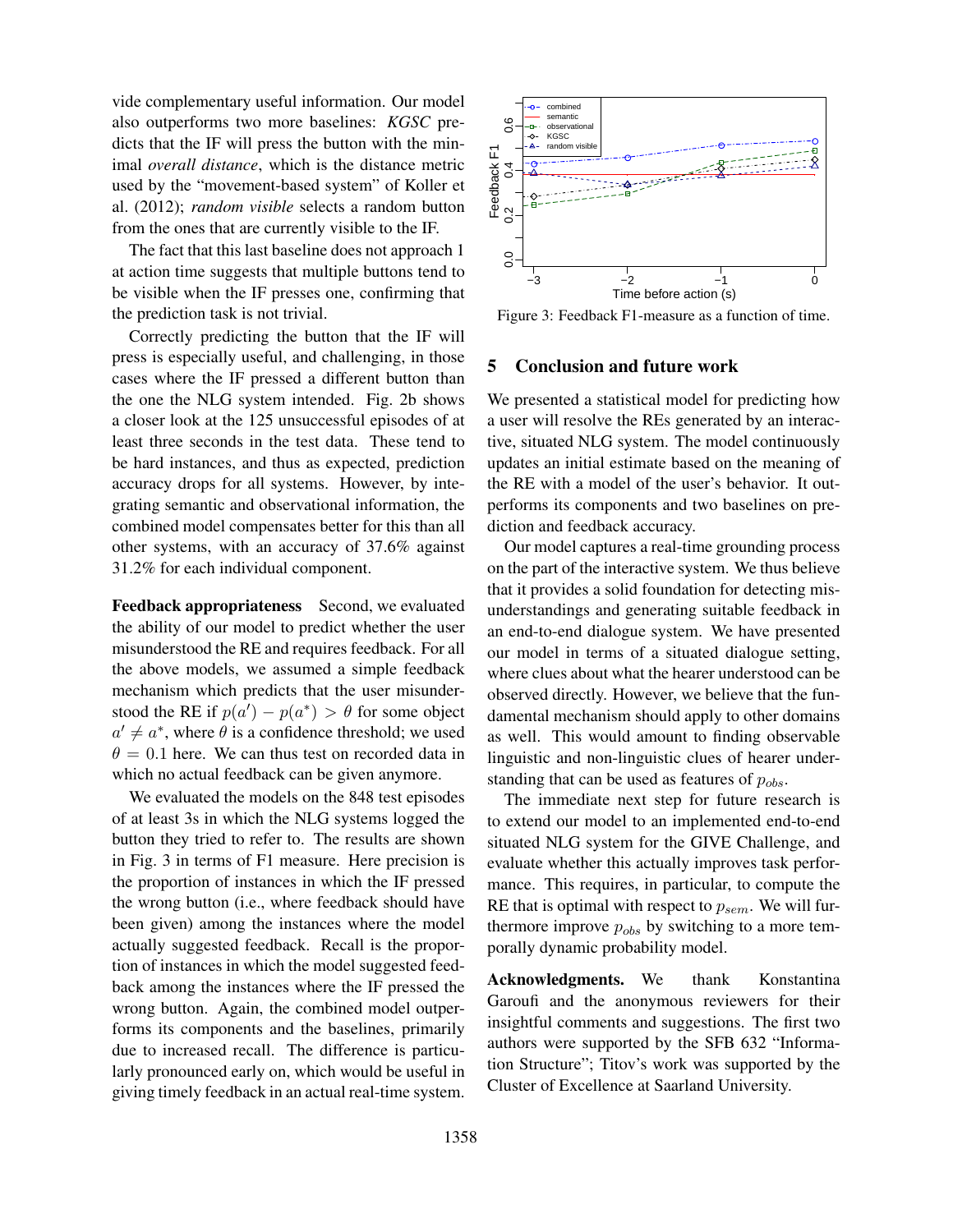vide complementary useful information. Our model also outperforms two more baselines: *KGSC* predicts that the IF will press the button with the minimal *overall distance*, which is the distance metric used by the "movement-based system" of Koller et al. (2012); *random visible* selects a random button from the ones that are currently visible to the IF.

The fact that this last baseline does not approach 1 at action time suggests that multiple buttons tend to be visible when the IF presses one, confirming that the prediction task is not trivial.

Correctly predicting the button that the IF will press is especially useful, and challenging, in those cases where the IF pressed a different button than the one the NLG system intended. Fig. 2b shows a closer look at the 125 unsuccessful episodes of at least three seconds in the test data. These tend to be hard instances, and thus as expected, prediction accuracy drops for all systems. However, by integrating semantic and observational information, the combined model compensates better for this than all other systems, with an accuracy of 37.6% against 31.2% for each individual component.

**Feedback appropriateness** Second, we evaluated the ability of our model to predict whether the user misunderstood the RE and requires feedback. For all the above models, we assumed a simple feedback mechanism which predicts that the user misunderstood the RE if $p(a') - p(a^*) > \theta$ for some object $a' \neq a^*$, where $\theta$ is a confidence threshold; we used $\theta = 0.1$ here. We can thus test on recorded data in which no actual feedback can be given anymore.

We evaluated the models on the 848 test episodes of at least 3s in which the NLG systems logged the button they tried to refer to. The results are shown in Fig. 3 in terms of F1 measure. Here precision is the proportion of instances in which the IF pressed the wrong button (i.e., where feedback should have been given) among the instances where the model actually suggested feedback. Recall is the proportion of instances in which the model suggested feedback among the instances where the IF pressed the wrong button. Again, the combined model outperforms its components and the baselines, primarily due to increased recall. The difference is particularly pronounced early on, which would be useful in giving timely feedback in an actual real-time system.

Figure 3: Feedback F1-measure as a function of time.

## 5 Conclusion and future work

We presented a statistical model for predicting how a user will resolve the REs generated by an interactive, situated NLG system. The model continuously updates an initial estimate based on the meaning of the RE with a model of the user's behavior. It outperforms its components and two baselines on prediction and feedback accuracy.

Our model captures a real-time grounding process on the part of the interactive system. We thus believe that it provides a solid foundation for detecting misunderstandings and generating suitable feedback in an end-to-end dialogue system. We have presented our model in terms of a situated dialogue setting, where clues about what the hearer understood can be observed directly. However, we believe that the fundamental mechanism should apply to other domains as well. This would amount to finding observable linguistic and non-linguistic clues of hearer understanding that can be used as features of $p_{obs}$.

The immediate next step for future research is to extend our model to an implemented end-to-end situated NLG system for the GIVE Challenge, and evaluate whether this actually improves task performance. This requires, in particular, to compute the RE that is optimal with respect to $p_{sem}$. We will furthermore improve $p_{obs}$ by switching to a more temporally dynamic probability model.

**Acknowledgments.** We thank Konstantina Garoufi and the anonymous reviewers for their insightful comments and suggestions. The first two authors were supported by the SFB 632 "Information Structure"; Titov's work was supported by the Cluster of Excellence at Saarland University.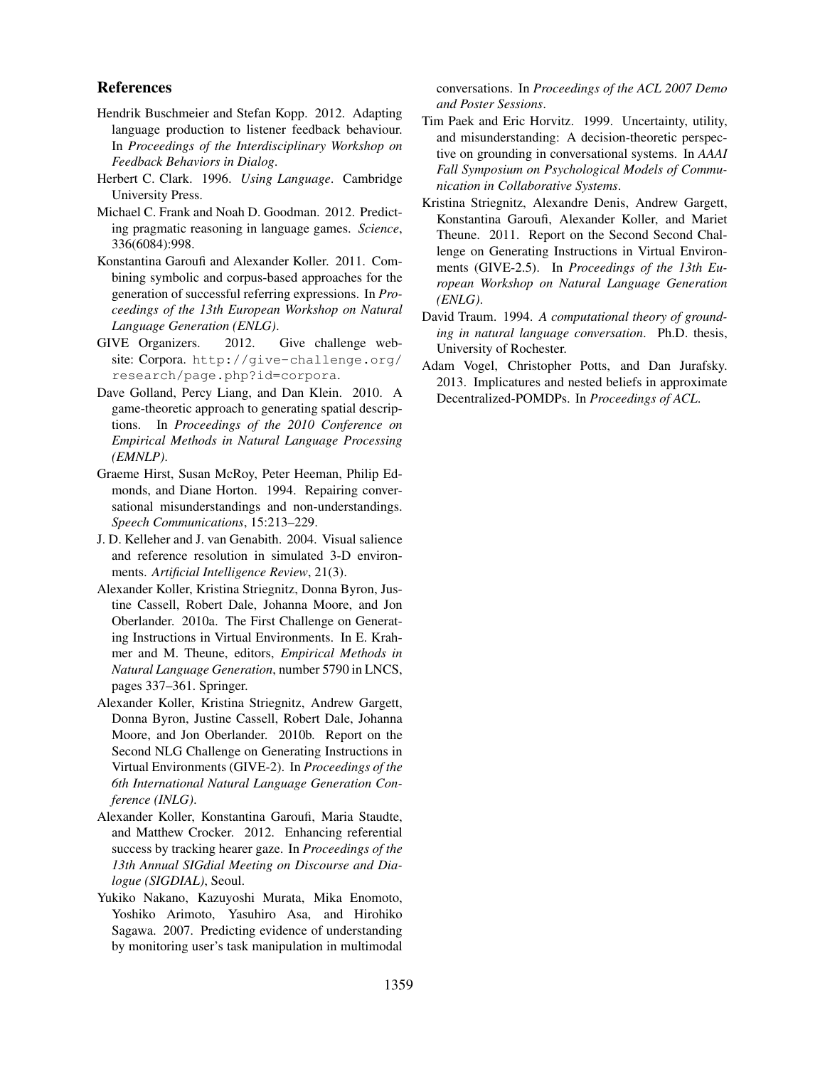## References

Hendrik Buschmeier and Stefan Kopp. 2012. Adapting language production to listener feedback behaviour. In *Proceedings of the Interdisciplinary Workshop on Feedback Behaviors in Dialog*.

Herbert C. Clark. 1996. *Using Language*. Cambridge University Press.

Michael C. Frank and Noah D. Goodman. 2012. Predicting pragmatic reasoning in language games. *Science*, 336(6084):998.

Konstantina Garoufi and Alexander Koller. 2011. Combining symbolic and corpus-based approaches for the generation of successful referring expressions. In *Proceedings of the 13th European Workshop on Natural Language Generation (ENLG)*.

GIVE Organizers. 2012. Give challenge website: Corpora. `http://give-challenge.org/research/page.php?id=corpora`.

Dave Golland, Percy Liang, and Dan Klein. 2010. A game-theoretic approach to generating spatial descriptions. In *Proceedings of the 2010 Conference on Empirical Methods in Natural Language Processing (EMNLP)*.

Graeme Hirst, Susan McRoy, Peter Heeman, Philip Edmonds, and Diane Horton. 1994. Repairing conversational misunderstandings and non-understandings. *Speech Communications*, 15:213–229.

J. D. Kelleher and J. van Genabith. 2004. Visual salience and reference resolution in simulated 3-D environments. *Artificial Intelligence Review*, 21(3).

Alexander Koller, Kristina Striegnitz, Donna Byron, Justine Cassell, Robert Dale, Johanna Moore, and Jon Oberlander. 2010a. The First Challenge on Generating Instructions in Virtual Environments. In E. Krahmer and M. Theune, editors, *Empirical Methods in Natural Language Generation*, number 5790 in LNCS, pages 337–361. Springer.

Alexander Koller, Kristina Striegnitz, Andrew Gargett, Donna Byron, Justine Cassell, Robert Dale, Johanna Moore, and Jon Oberlander. 2010b. Report on the Second NLG Challenge on Generating Instructions in Virtual Environments (GIVE-2). In *Proceedings of the 6th International Natural Language Generation Conference (INLG)*.

Alexander Koller, Konstantina Garoufi, Maria Staudte, and Matthew Crocker. 2012. Enhancing referential success by tracking hearer gaze. In *Proceedings of the 13th Annual SIGdial Meeting on Discourse and Dialogue (SIGDIAL)*, Seoul.

Yukiko Nakano, Kazuyoshi Murata, Mika Enomoto, Yoshiko Arimoto, Yasuhiro Asa, and Hirohiko Sagawa. 2007. Predicting evidence of understanding by monitoring user's task manipulation in multimodal conversations. In *Proceedings of the ACL 2007 Demo and Poster Sessions*.

Tim Paek and Eric Horvitz. 1999. Uncertainty, utility, and misunderstanding: A decision-theoretic perspective on grounding in conversational systems. In *AAAI Fall Symposium on Psychological Models of Communication in Collaborative Systems*.

Kristina Striegnitz, Alexandre Denis, Andrew Gargett, Konstantina Garoufi, Alexander Koller, and Mariet Theune. 2011. Report on the Second Second Challenge on Generating Instructions in Virtual Environments (GIVE-2.5). In *Proceedings of the 13th European Workshop on Natural Language Generation (ENLG)*.

David Traum. 1994. *A computational theory of grounding in natural language conversation*. Ph.D. thesis, University of Rochester.

Adam Vogel, Christopher Potts, and Dan Jurafsky. 2013. Implicatures and nested beliefs in approximate Decentralized-POMDPs. In *Proceedings of ACL*.